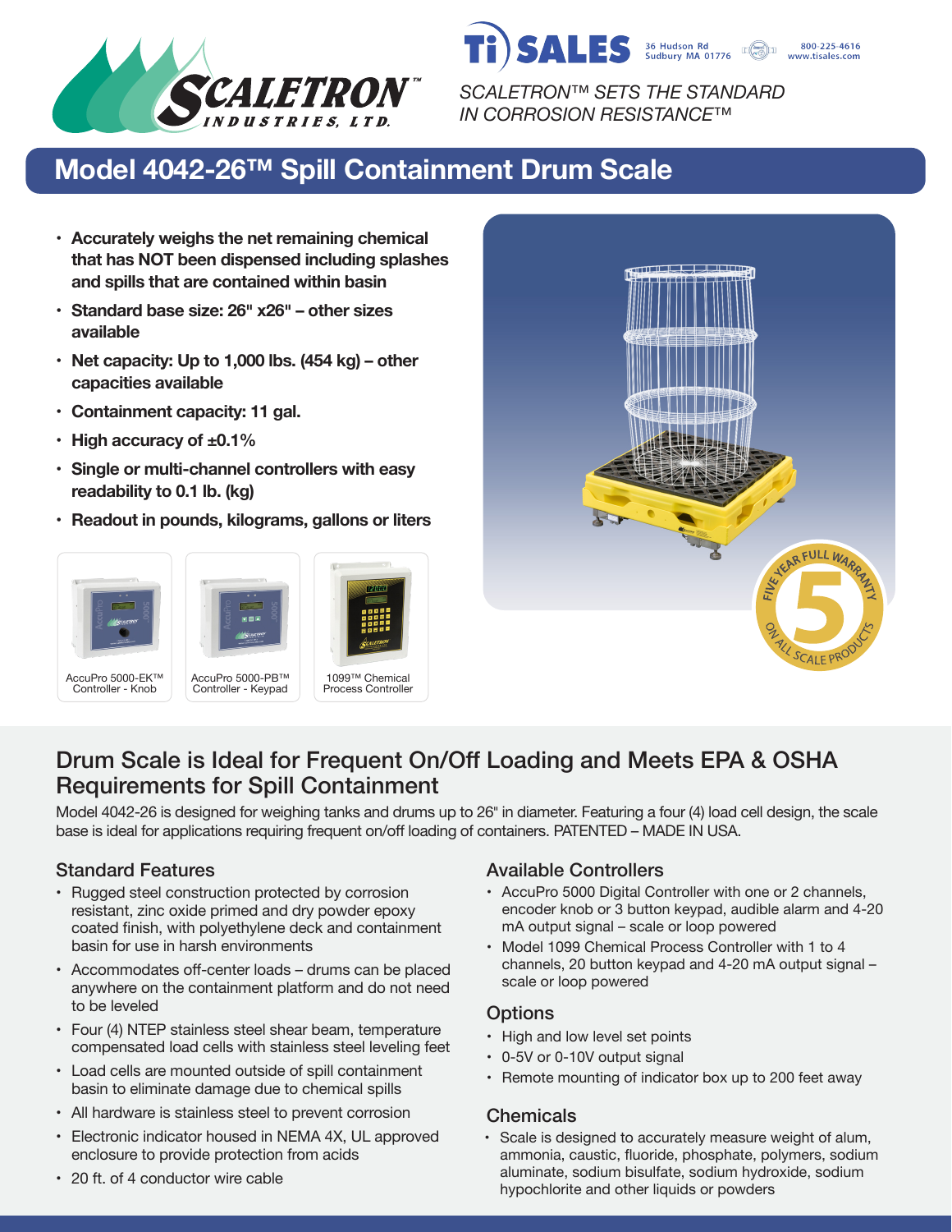SCALETRON™ INDUSTRIES, LTD.

Ti SALES 36 Hudson Rd Sudbury MA 01776 800-225-4616 www.tisales.com

*SCALETRON™ SETS THE STANDARD IN CORROSION RESISTANCE™*

# Model 4042-26™ Spill Containment Drum Scale

- **Accurately weighs the net remaining chemical that has NOT been dispensed including splashes and spills that are contained within basin**
- **Standard base size: 26" x26" – other sizes available**
- **Net capacity: Up to 1,000 lbs. (454 kg) – other capacities available**
- **Containment capacity: 11 gal.**
- **High accuracy of ±0.1%**
- **Single or multi-channel controllers with easy readability to 0.1 lb. (kg)**
- **Readout in pounds, kilograms, gallons or liters**

AccuPro 5000-EK™ Controller - Knob

AccuPro 5000-PB™ Controller - Keypad

1099™ Chemical Process Controller

FIVE YEAR FULL WARRANTY 5 ON ALL SCALE PRODUCTS

## Drum Scale is Ideal for Frequent On/Off Loading and Meets EPA & OSHA Requirements for Spill Containment

Model 4042-26 is designed for weighing tanks and drums up to 26" in diameter. Featuring a four (4) load cell design, the scale base is ideal for applications requiring frequent on/off loading of containers. PATENTED – MADE IN USA.

### Standard Features

- Rugged steel construction protected by corrosion resistant, zinc oxide primed and dry powder epoxy coated finish, with polyethylene deck and containment basin for use in harsh environments
- Accommodates off-center loads – drums can be placed anywhere on the containment platform and do not need to be leveled
- Four (4) NTEP stainless steel shear beam, temperature compensated load cells with stainless steel leveling feet
- Load cells are mounted outside of spill containment basin to eliminate damage due to chemical spills
- All hardware is stainless steel to prevent corrosion
- Electronic indicator housed in NEMA 4X, UL approved enclosure to provide protection from acids
- 20 ft. of 4 conductor wire cable

### Available Controllers

- AccuPro 5000 Digital Controller with one or 2 channels, encoder knob or 3 button keypad, audible alarm and 4-20 mA output signal – scale or loop powered
- Model 1099 Chemical Process Controller with 1 to 4 channels, 20 button keypad and 4-20 mA output signal – scale or loop powered

### Options

- High and low level set points
- 0-5V or 0-10V output signal
- Remote mounting of indicator box up to 200 feet away

### Chemicals

- Scale is designed to accurately measure weight of alum, ammonia, caustic, fluoride, phosphate, polymers, sodium aluminate, sodium bisulfate, sodium hydroxide, sodium hypochlorite and other liquids or powders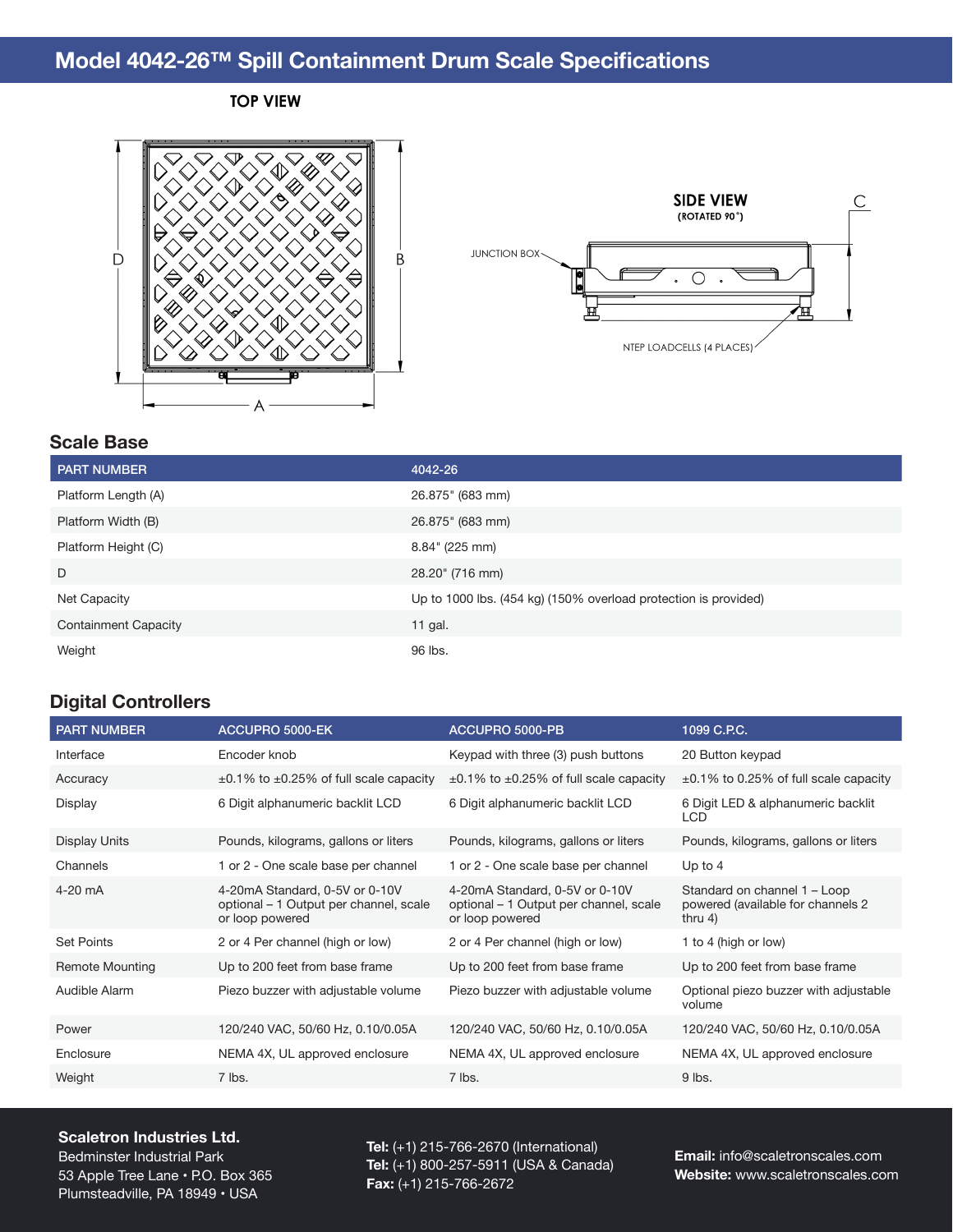# Model 4042-26™ Spill Containment Drum Scale Specifications

TOP VIEW

D

B

A

SIDE VIEW
(ROTATED 90°)

C

JUNCTION BOX

NTEP LOADCELLS (4 PLACES)

## Scale Base

| PART NUMBER | 4042-26 |
|---|---|
| Platform Length (A) | 26.875" (683 mm) |
| Platform Width (B) | 26.875" (683 mm) |
| Platform Height (C) | 8.84" (225 mm) |
| D | 28.20" (716 mm) |
| Net Capacity | Up to 1000 lbs. (454 kg) (150% overload protection is provided) |
| Containment Capacity | 11 gal. |
| Weight | 96 lbs. |

## Digital Controllers

| PART NUMBER | ACCUPRO 5000-EK | ACCUPRO 5000-PB | 1099 C.P.C. |
|---|---|---|---|
| Interface | Encoder knob | Keypad with three (3) push buttons | 20 Button keypad |
| Accuracy | ±0.1% to ±0.25% of full scale capacity | ±0.1% to ±0.25% of full scale capacity | ±0.1% to 0.25% of full scale capacity |
| Display | 6 Digit alphanumeric backlit LCD | 6 Digit alphanumeric backlit LCD | 6 Digit LED & alphanumeric backlit LCD |
| Display Units | Pounds, kilograms, gallons or liters | Pounds, kilograms, gallons or liters | Pounds, kilograms, gallons or liters |
| Channels | 1 or 2 - One scale base per channel | 1 or 2 - One scale base per channel | Up to 4 |
| 4-20 mA | 4-20mA Standard, 0-5V or 0-10V optional – 1 Output per channel, scale or loop powered | 4-20mA Standard, 0-5V or 0-10V optional – 1 Output per channel, scale or loop powered | Standard on channel 1 – Loop powered (available for channels 2 thru 4) |
| Set Points | 2 or 4 Per channel (high or low) | 2 or 4 Per channel (high or low) | 1 to 4 (high or low) |
| Remote Mounting | Up to 200 feet from base frame | Up to 200 feet from base frame | Up to 200 feet from base frame |
| Audible Alarm | Piezo buzzer with adjustable volume | Piezo buzzer with adjustable volume | Optional piezo buzzer with adjustable volume |
| Power | 120/240 VAC, 50/60 Hz, 0.10/0.05A | 120/240 VAC, 50/60 Hz, 0.10/0.05A | 120/240 VAC, 50/60 Hz, 0.10/0.05A |
| Enclosure | NEMA 4X, UL approved enclosure | NEMA 4X, UL approved enclosure | NEMA 4X, UL approved enclosure |
| Weight | 7 lbs. | 7 lbs. | 9 lbs. |

**Scaletron Industries Ltd.**
Bedminster Industrial Park
53 Apple Tree Lane • P.O. Box 365
Plumsteadville, PA 18949 • USA

**Tel:** (+1) 215-766-2670 (International)
**Tel:** (+1) 800-257-5911 (USA & Canada)
**Fax:** (+1) 215-766-2672

**Email:** info@scaletronscales.com
**Website:** www.scaletronscales.com